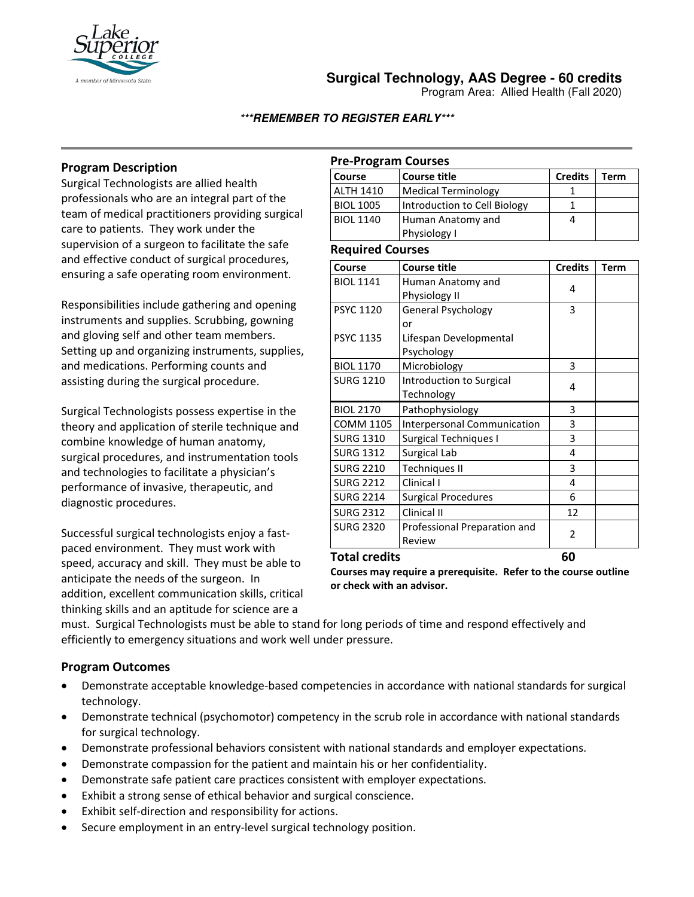# Surgical Technology, AAS Degree - 60 credits

Program Area: Allied Health (Fall 2020)

***\*\*\*REMEMBER TO REGISTER EARLY\*\*\****

## Program Description

Surgical Technologists are allied health professionals who are an integral part of the team of medical practitioners providing surgical care to patients. They work under the supervision of a surgeon to facilitate the safe and effective conduct of surgical procedures, ensuring a safe operating room environment.

Responsibilities include gathering and opening instruments and supplies. Scrubbing, gowning and gloving self and other team members. Setting up and organizing instruments, supplies, and medications. Performing counts and assisting during the surgical procedure.

Surgical Technologists possess expertise in the theory and application of sterile technique and combine knowledge of human anatomy, surgical procedures, and instrumentation tools and technologies to facilitate a physician's performance of invasive, therapeutic, and diagnostic procedures.

Successful surgical technologists enjoy a fast-paced environment. They must work with speed, accuracy and skill. They must be able to anticipate the needs of the surgeon. In addition, excellent communication skills, critical thinking skills and an aptitude for science are a must. Surgical Technologists must be able to stand for long periods of time and respond effectively and efficiently to emergency situations and work well under pressure.

## Pre-Program Courses

| Course | Course title | Credits | Term |
|---|---|---|---|
| ALTH 1410 | Medical Terminology | 1 | |
| BIOL 1005 | Introduction to Cell Biology | 1 | |
| BIOL 1140 | Human Anatomy and Physiology I | 4 | |

## Required Courses

| Course | Course title | Credits | Term |
|---|---|---|---|
| BIOL 1141 | Human Anatomy and Physiology II | 4 | |
| PSYC 1120<br><br>PSYC 1135 | General Psychology<br>or<br>Lifespan Developmental Psychology | 3 | |
| BIOL 1170 | Microbiology | 3 | |
| SURG 1210 | Introduction to Surgical Technology | 4 | |
| BIOL 2170 | Pathophysiology | 3 | |
| COMM 1105 | Interpersonal Communication | 3 | |
| SURG 1310 | Surgical Techniques I | 3 | |
| SURG 1312 | Surgical Lab | 4 | |
| SURG 2210 | Techniques II | 3 | |
| SURG 2212 | Clinical I | 4 | |
| SURG 2214 | Surgical Procedures | 6 | |
| SURG 2312 | Clinical II | 12 | |
| SURG 2320 | Professional Preparation and Review | 2 | |
| **Total credits** | | **60** | |

**Courses may require a prerequisite. Refer to the course outline or check with an advisor.**

## Program Outcomes

- Demonstrate acceptable knowledge-based competencies in accordance with national standards for surgical technology.
- Demonstrate technical (psychomotor) competency in the scrub role in accordance with national standards for surgical technology.
- Demonstrate professional behaviors consistent with national standards and employer expectations.
- Demonstrate compassion for the patient and maintain his or her confidentiality.
- Demonstrate safe patient care practices consistent with employer expectations.
- Exhibit a strong sense of ethical behavior and surgical conscience.
- Exhibit self-direction and responsibility for actions.
- Secure employment in an entry-level surgical technology position.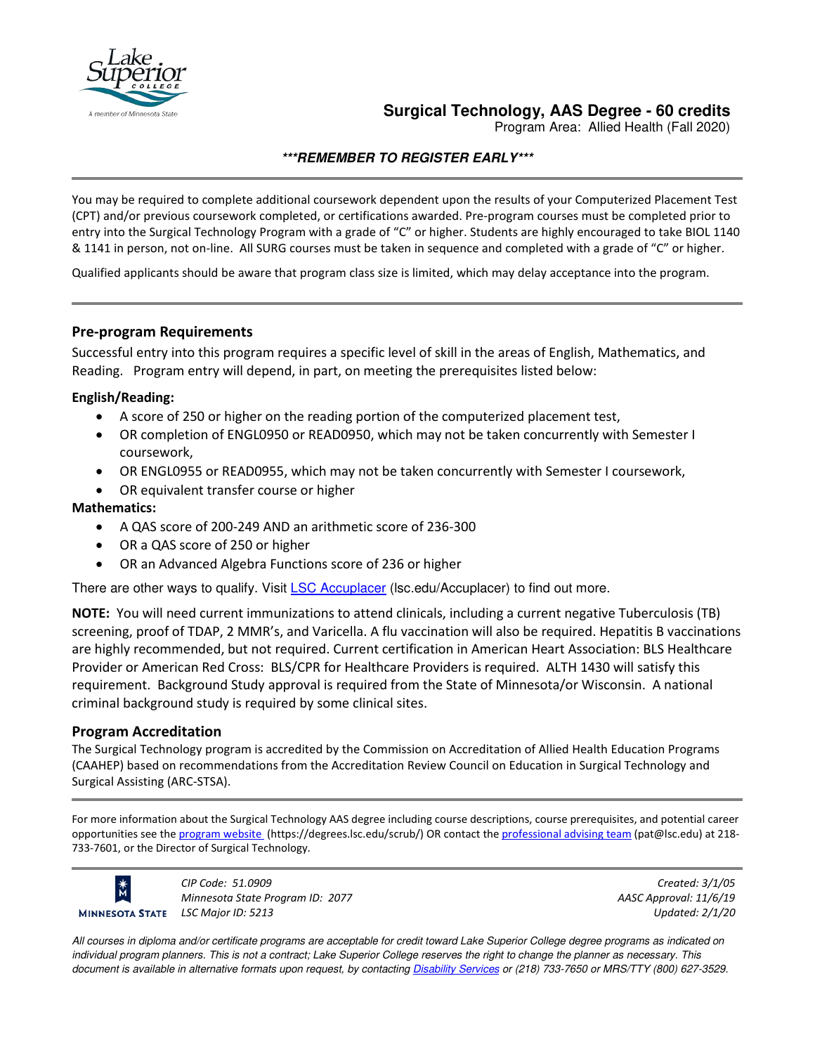# Surgical Technology, AAS Degree - 60 credits

Program Area: Allied Health (Fall 2020)

***REMEMBER TO REGISTER EARLY***

You may be required to complete additional coursework dependent upon the results of your Computerized Placement Test (CPT) and/or previous coursework completed, or certifications awarded. Pre-program courses must be completed prior to entry into the Surgical Technology Program with a grade of "C" or higher. Students are highly encouraged to take BIOL 1140 & 1141 in person, not on-line. All SURG courses must be taken in sequence and completed with a grade of "C" or higher.

Qualified applicants should be aware that program class size is limited, which may delay acceptance into the program.

## Pre-program Requirements

Successful entry into this program requires a specific level of skill in the areas of English, Mathematics, and Reading. Program entry will depend, in part, on meeting the prerequisites listed below:

**English/Reading:**

- A score of 250 or higher on the reading portion of the computerized placement test,
- OR completion of ENGL0950 or READ0950, which may not be taken concurrently with Semester I coursework,
- OR ENGL0955 or READ0955, which may not be taken concurrently with Semester I coursework,
- OR equivalent transfer course or higher

**Mathematics:**

- A QAS score of 200-249 AND an arithmetic score of 236-300
- OR a QAS score of 250 or higher
- OR an Advanced Algebra Functions score of 236 or higher

There are other ways to qualify. Visit [LSC Accuplacer](lsc.edu/Accuplacer) (lsc.edu/Accuplacer) to find out more.

**NOTE:** You will need current immunizations to attend clinicals, including a current negative Tuberculosis (TB) screening, proof of TDAP, 2 MMR's, and Varicella. A flu vaccination will also be required. Hepatitis B vaccinations are highly recommended, but not required. Current certification in American Heart Association: BLS Healthcare Provider or American Red Cross: BLS/CPR for Healthcare Providers is required. ALTH 1430 will satisfy this requirement. Background Study approval is required from the State of Minnesota/or Wisconsin. A national criminal background study is required by some clinical sites.

## Program Accreditation

The Surgical Technology program is accredited by the Commission on Accreditation of Allied Health Education Programs (CAAHEP) based on recommendations from the Accreditation Review Council on Education in Surgical Technology and Surgical Assisting (ARC-STSA).

For more information about the Surgical Technology AAS degree including course descriptions, course prerequisites, and potential career opportunities see the program website (https://degrees.lsc.edu/scrub/) OR contact the professional advising team (pat@lsc.edu) at 218-733-7601, or the Director of Surgical Technology.

*CIP Code: 51.0909*
*Minnesota State Program ID: 2077*
*LSC Major ID: 5213*

*Created: 3/1/05*
*AASC Approval: 11/6/19*
*Updated: 2/1/20*

*All courses in diploma and/or certificate programs are acceptable for credit toward Lake Superior College degree programs as indicated on individual program planners. This is not a contract; Lake Superior College reserves the right to change the planner as necessary. This document is available in alternative formats upon request, by contacting Disability Services or (218) 733-7650 or MRS/TTY (800) 627-3529.*